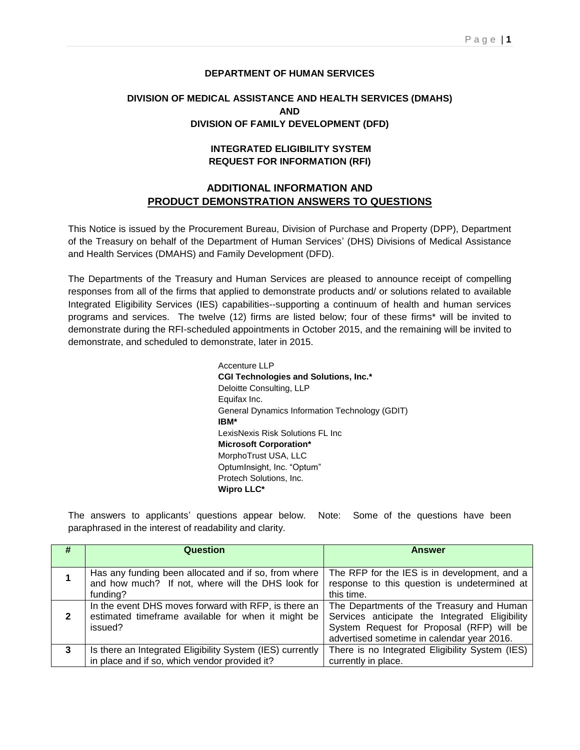**DEPARTMENT OF HUMAN SERVICES**

**DIVISION OF MEDICAL ASSISTANCE AND HEALTH SERVICES (DMAHS)**
**AND**
**DIVISION OF FAMILY DEVELOPMENT (DFD)**

**INTEGRATED ELIGIBILITY SYSTEM**
**REQUEST FOR INFORMATION (RFI)**

## ADDITIONAL INFORMATION AND
## PRODUCT DEMONSTRATION ANSWERS TO QUESTIONS

This Notice is issued by the Procurement Bureau, Division of Purchase and Property (DPP), Department of the Treasury on behalf of the Department of Human Services' (DHS) Divisions of Medical Assistance and Health Services (DMAHS) and Family Development (DFD).

The Departments of the Treasury and Human Services are pleased to announce receipt of compelling responses from all of the firms that applied to demonstrate products and/ or solutions related to available Integrated Eligibility Services (IES) capabilities--supporting a continuum of health and human services programs and services. The twelve (12) firms are listed below; four of these firms* will be invited to demonstrate during the RFI-scheduled appointments in October 2015, and the remaining will be invited to demonstrate, and scheduled to demonstrate, later in 2015.

Accenture LLP
**CGI Technologies and Solutions, Inc.***
Deloitte Consulting, LLP
Equifax Inc.
General Dynamics Information Technology (GDIT)
**IBM***
LexisNexis Risk Solutions FL Inc
**Microsoft Corporation***
MorphoTrust USA, LLC
OptumInsight, Inc. "Optum"
Protech Solutions, Inc.
**Wipro LLC***

The answers to applicants' questions appear below. Note: Some of the questions have been paraphrased in the interest of readability and clarity.

| # | Question | Answer |
|---|---|---|
| 1 | Has any funding been allocated and if so, from where and how much? If not, where will the DHS look for funding? | The RFP for the IES is in development, and a response to this question is undetermined at this time. |
| 2 | In the event DHS moves forward with RFP, is there an estimated timeframe available for when it might be issued? | The Departments of the Treasury and Human Services anticipate the Integrated Eligibility System Request for Proposal (RFP) will be advertised sometime in calendar year 2016. |
| 3 | Is there an Integrated Eligibility System (IES) currently in place and if so, which vendor provided it? | There is no Integrated Eligibility System (IES) currently in place. |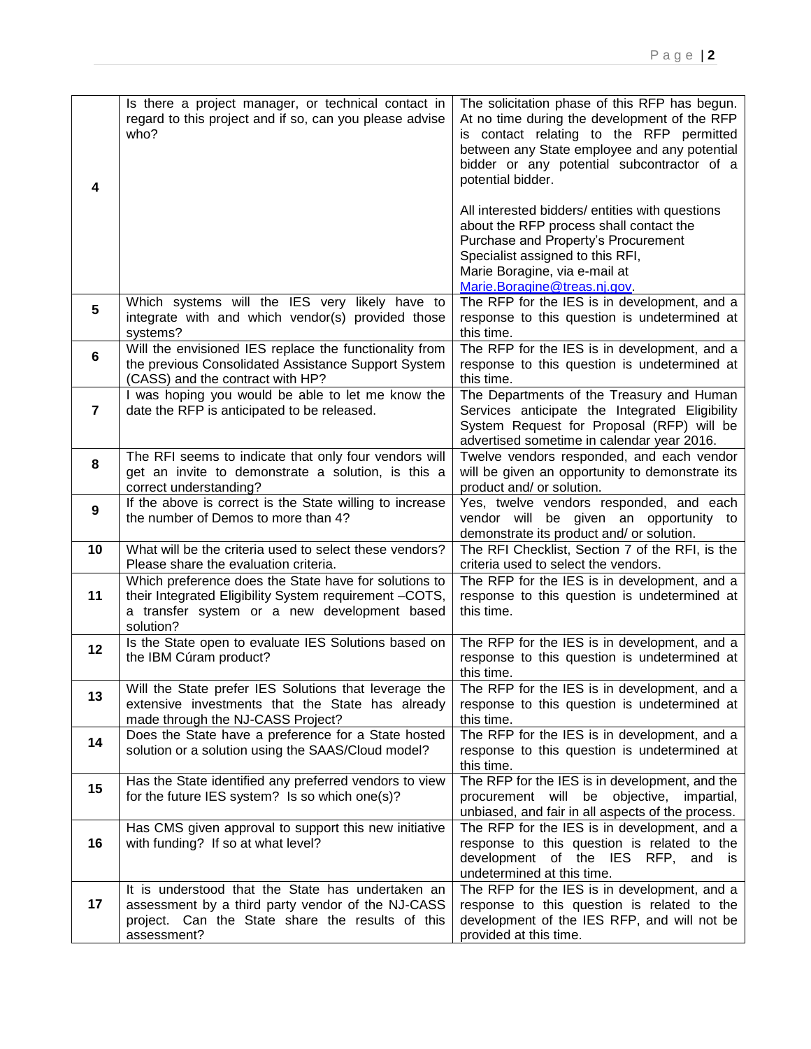| | | |
|---|---|---|
| 4 | Is there a project manager, or technical contact in regard to this project and if so, can you please advise who? | The solicitation phase of this RFP has begun. At no time during the development of the RFP is contact relating to the RFP permitted between any State employee and any potential bidder or any potential subcontractor of a potential bidder.<br><br>All interested bidders/ entities with questions about the RFP process shall contact the Purchase and Property's Procurement Specialist assigned to this RFI, Marie Boragine, via e-mail at Marie.Boragine@treas.nj.gov. |
| 5 | Which systems will the IES very likely have to integrate with and which vendor(s) provided those systems? | The RFP for the IES is in development, and a response to this question is undetermined at this time. |
| 6 | Will the envisioned IES replace the functionality from the previous Consolidated Assistance Support System (CASS) and the contract with HP? | The RFP for the IES is in development, and a response to this question is undetermined at this time. |
| 7 | I was hoping you would be able to let me know the date the RFP is anticipated to be released. | The Departments of the Treasury and Human Services anticipate the Integrated Eligibility System Request for Proposal (RFP) will be advertised sometime in calendar year 2016. |
| 8 | The RFI seems to indicate that only four vendors will get an invite to demonstrate a solution, is this a correct understanding? | Twelve vendors responded, and each vendor will be given an opportunity to demonstrate its product and/ or solution. |
| 9 | If the above is correct is the State willing to increase the number of Demos to more than 4? | Yes, twelve vendors responded, and each vendor will be given an opportunity to demonstrate its product and/ or solution. |
| 10 | What will be the criteria used to select these vendors? Please share the evaluation criteria. | The RFI Checklist, Section 7 of the RFI, is the criteria used to select the vendors. |
| 11 | Which preference does the State have for solutions to their Integrated Eligibility System requirement –COTS, a transfer system or a new development based solution? | The RFP for the IES is in development, and a response to this question is undetermined at this time. |
| 12 | Is the State open to evaluate IES Solutions based on the IBM Cúram product? | The RFP for the IES is in development, and a response to this question is undetermined at this time. |
| 13 | Will the State prefer IES Solutions that leverage the extensive investments that the State has already made through the NJ-CASS Project? | The RFP for the IES is in development, and a response to this question is undetermined at this time. |
| 14 | Does the State have a preference for a State hosted solution or a solution using the SAAS/Cloud model? | The RFP for the IES is in development, and a response to this question is undetermined at this time. |
| 15 | Has the State identified any preferred vendors to view for the future IES system? Is so which one(s)? | The RFP for the IES is in development, and the procurement will be objective, impartial, unbiased, and fair in all aspects of the process. |
| 16 | Has CMS given approval to support this new initiative with funding? If so at what level? | The RFP for the IES is in development, and a response to this question is related to the development of the IES RFP, and is undetermined at this time. |
| 17 | It is understood that the State has undertaken an assessment by a third party vendor of the NJ-CASS project. Can the State share the results of this assessment? | The RFP for the IES is in development, and a response to this question is related to the development of the IES RFP, and will not be provided at this time. |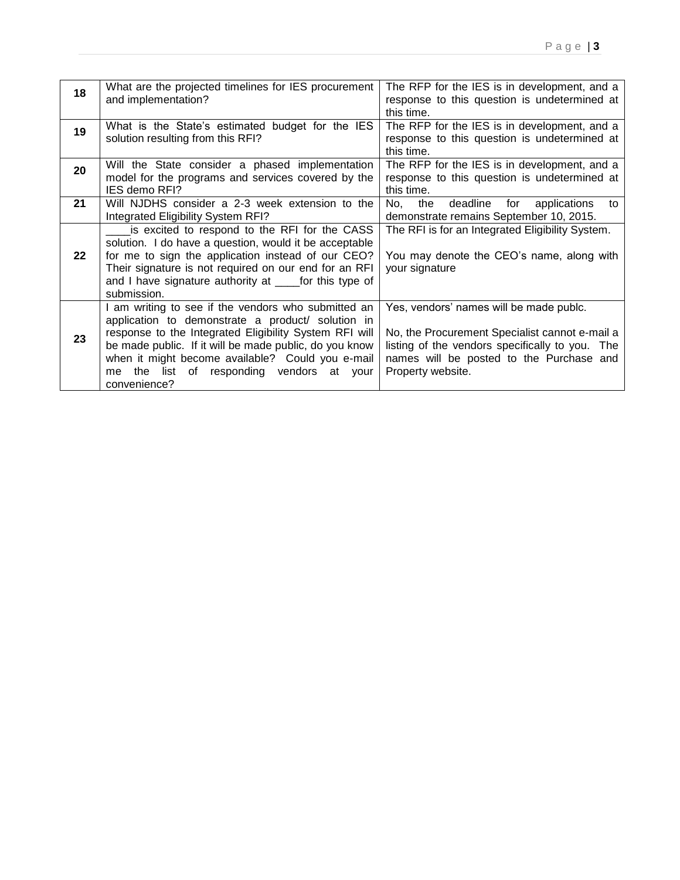| | | |
|---|---|---|
| **18** | What are the projected timelines for IES procurement and implementation? | The RFP for the IES is in development, and a response to this question is undetermined at this time. |
| **19** | What is the State's estimated budget for the IES solution resulting from this RFI? | The RFP for the IES is in development, and a response to this question is undetermined at this time. |
| **20** | Will the State consider a phased implementation model for the programs and services covered by the IES demo RFI? | The RFP for the IES is in development, and a response to this question is undetermined at this time. |
| **21** | Will NJDHS consider a 2-3 week extension to the Integrated Eligibility System RFI? | No, the deadline for applications to demonstrate remains September 10, 2015. |
| **22** | ____is excited to respond to the RFI for the CASS solution. I do have a question, would it be acceptable for me to sign the application instead of our CEO? Their signature is not required on our end for an RFI and I have signature authority at ____for this type of submission. | The RFI is for an Integrated Eligibility System.<br><br>You may denote the CEO's name, along with your signature |
| **23** | I am writing to see if the vendors who submitted an application to demonstrate a product/ solution in response to the Integrated Eligibility System RFI will be made public. If it will be made public, do you know when it might become available? Could you e-mail me the list of responding vendors at your convenience? | Yes, vendors' names will be made publc.<br><br>No, the Procurement Specialist cannot e-mail a listing of the vendors specifically to you. The names will be posted to the Purchase and Property website. |